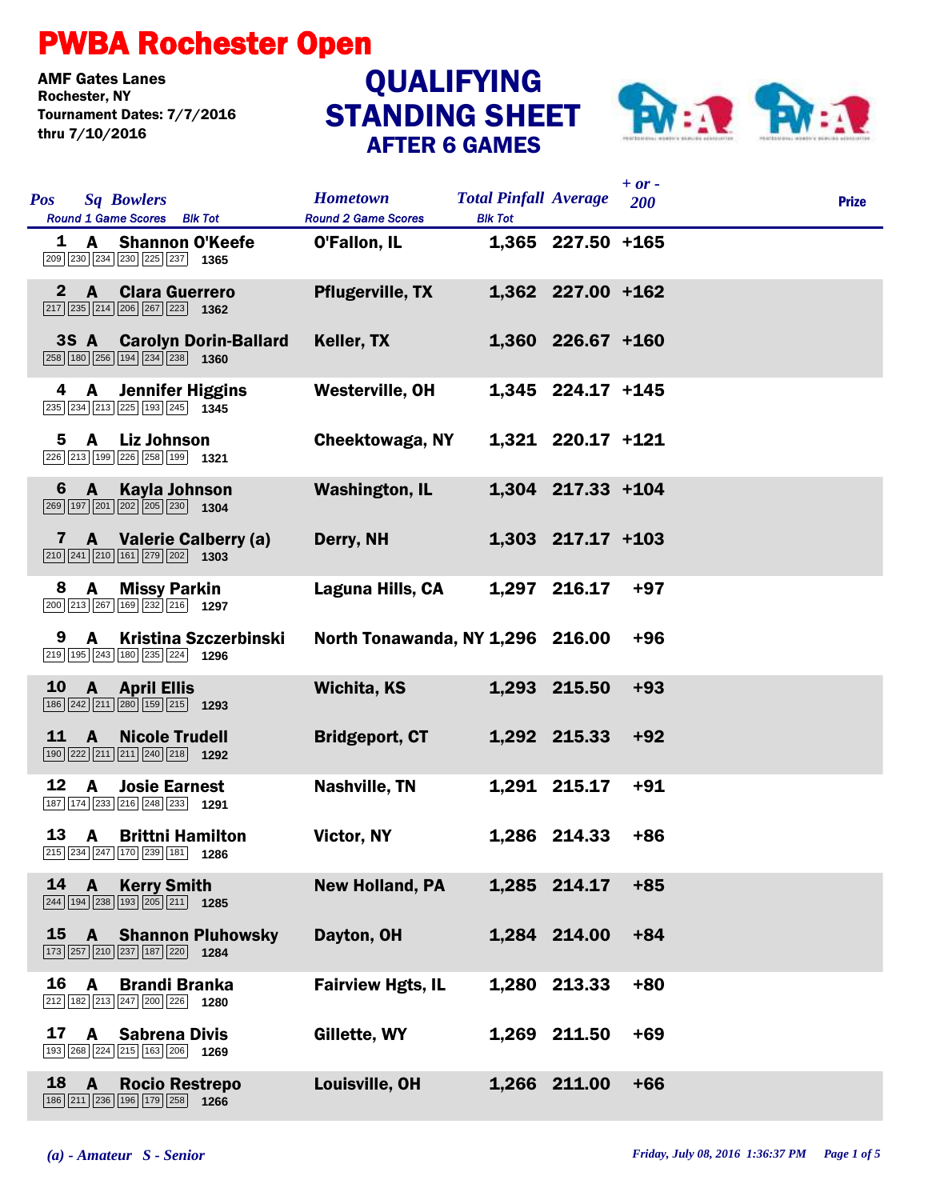# PWBA Rochester Open

**AMF Gates Lanes**
**Rochester, NY**
**Tournament Dates: 7/7/2016 thru 7/10/2016**

## QUALIFYING STANDING SHEET
### AFTER 6 GAMES

| Pos | Sq | Bowlers | Round 1 Game Scores | Blk Tot | Hometown | Total Pinfall | Average | + or - 200 | Prize |
|---|---|---|---|---|---|---|---|---|---|
| 1 | A | Shannon O'Keefe | 209 230 234 230 225 237 | 1365 | O'Fallon, IL | 1,365 | 227.50 | +165 | |
| 2 | A | Clara Guerrero | 217 235 214 206 267 223 | 1362 | Pflugerville, TX | 1,362 | 227.00 | +162 | |
| 3S | A | Carolyn Dorin-Ballard | 258 180 256 194 234 238 | 1360 | Keller, TX | 1,360 | 226.67 | +160 | |
| 4 | A | Jennifer Higgins | 235 234 213 225 193 245 | 1345 | Westerville, OH | 1,345 | 224.17 | +145 | |
| 5 | A | Liz Johnson | 226 213 199 226 258 199 | 1321 | Cheektowaga, NY | 1,321 | 220.17 | +121 | |
| 6 | A | Kayla Johnson | 269 197 201 202 205 230 | 1304 | Washington, IL | 1,304 | 217.33 | +104 | |
| 7 | A | Valerie Calberry (a) | 210 241 210 161 279 202 | 1303 | Derry, NH | 1,303 | 217.17 | +103 | |
| 8 | A | Missy Parkin | 200 213 267 169 232 216 | 1297 | Laguna Hills, CA | 1,297 | 216.17 | +97 | |
| 9 | A | Kristina Szczerbinski | 219 195 243 180 235 224 | 1296 | North Tonawanda, NY | 1,296 | 216.00 | +96 | |
| 10 | A | April Ellis | 186 242 211 280 159 215 | 1293 | Wichita, KS | 1,293 | 215.50 | +93 | |
| 11 | A | Nicole Trudell | 190 222 211 211 240 218 | 1292 | Bridgeport, CT | 1,292 | 215.33 | +92 | |
| 12 | A | Josie Earnest | 187 174 233 216 248 233 | 1291 | Nashville, TN | 1,291 | 215.17 | +91 | |
| 13 | A | Brittni Hamilton | 215 234 247 170 239 181 | 1286 | Victor, NY | 1,286 | 214.33 | +86 | |
| 14 | A | Kerry Smith | 244 194 238 193 205 211 | 1285 | New Holland, PA | 1,285 | 214.17 | +85 | |
| 15 | A | Shannon Pluhowsky | 173 257 210 237 187 220 | 1284 | Dayton, OH | 1,284 | 214.00 | +84 | |
| 16 | A | Brandi Branka | 212 182 213 247 200 226 | 1280 | Fairview Hgts, IL | 1,280 | 213.33 | +80 | |
| 17 | A | Sabrena Divis | 193 268 224 215 163 206 | 1269 | Gillette, WY | 1,269 | 211.50 | +69 | |
| 18 | A | Rocio Restrepo | 186 211 236 196 179 258 | 1266 | Louisville, OH | 1,266 | 211.00 | +66 | |

*(a) - Amateur S - Senior*

*Friday, July 08, 2016 1:36:37 PM*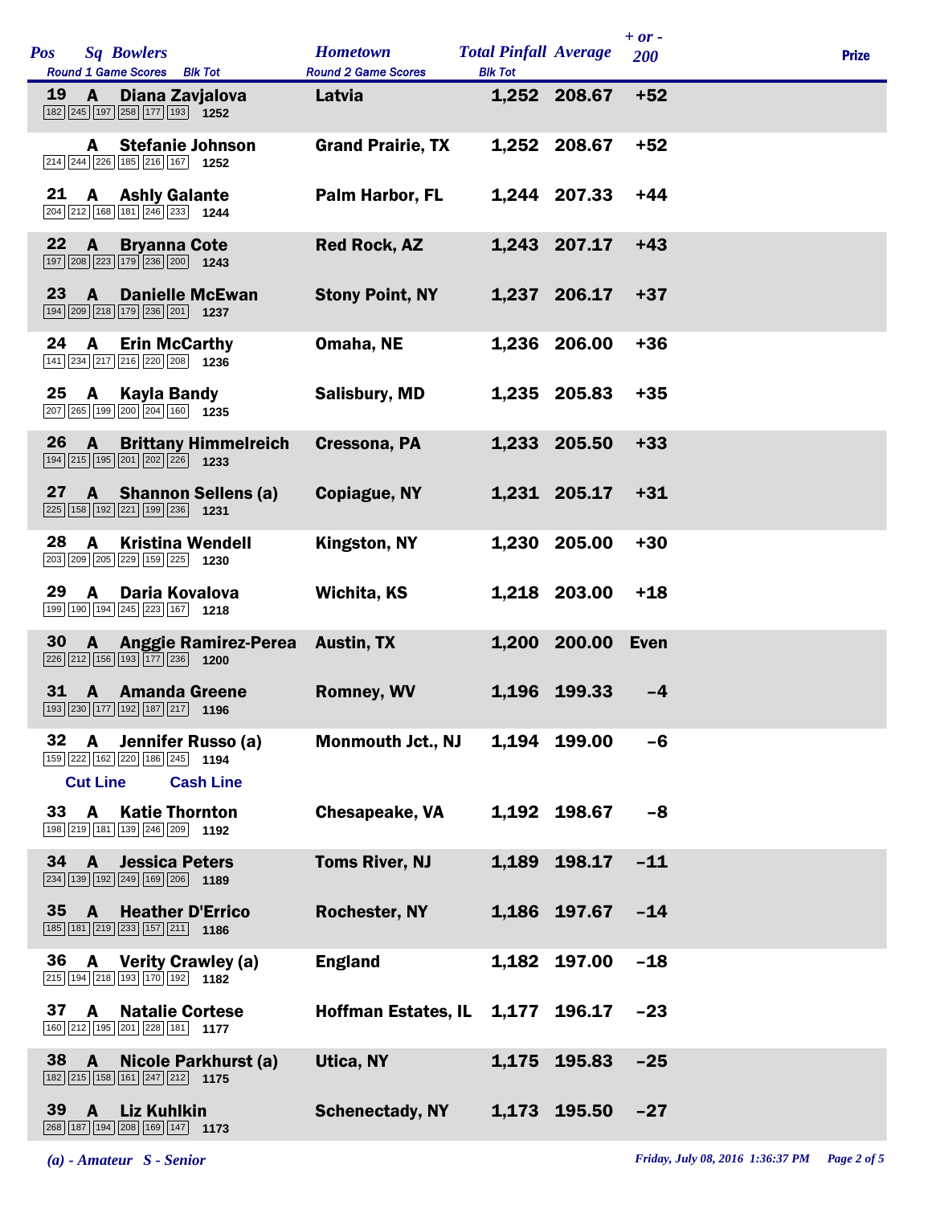| Pos | Sq | Bowlers | Round 1 Game Scores | Blk Tot | Hometown | Total Pinfall | Average | + or - 200 | Prize |
|---|---|---|---|---|---|---|---|---|---|
| 19 | A | Diana Zavjalova | 182 245 197 258 177 193 | 1252 | Latvia | 1,252 | 208.67 | +52 | |
| | A | Stefanie Johnson | 214 244 226 185 216 167 | 1252 | Grand Prairie, TX | 1,252 | 208.67 | +52 | |
| 21 | A | Ashly Galante | 204 212 168 181 246 233 | 1244 | Palm Harbor, FL | 1,244 | 207.33 | +44 | |
| 22 | A | Bryanna Cote | 197 208 223 179 236 200 | 1243 | Red Rock, AZ | 1,243 | 207.17 | +43 | |
| 23 | A | Danielle McEwan | 194 209 218 179 236 201 | 1237 | Stony Point, NY | 1,237 | 206.17 | +37 | |
| 24 | A | Erin McCarthy | 141 234 217 216 220 208 | 1236 | Omaha, NE | 1,236 | 206.00 | +36 | |
| 25 | A | Kayla Bandy | 207 265 199 200 204 160 | 1235 | Salisbury, MD | 1,235 | 205.83 | +35 | |
| 26 | A | Brittany Himmelreich | 194 215 195 201 202 226 | 1233 | Cressona, PA | 1,233 | 205.50 | +33 | |
| 27 | A | Shannon Sellens (a) | 225 158 192 221 199 236 | 1231 | Copiague, NY | 1,231 | 205.17 | +31 | |
| 28 | A | Kristina Wendell | 203 209 205 229 159 225 | 1230 | Kingston, NY | 1,230 | 205.00 | +30 | |
| 29 | A | Daria Kovalova | 199 190 194 245 223 167 | 1218 | Wichita, KS | 1,218 | 203.00 | +18 | |
| 30 | A | Anggie Ramirez-Perea | 226 212 156 193 177 236 | 1200 | Austin, TX | 1,200 | 200.00 | Even | |
| 31 | A | Amanda Greene | 193 230 177 192 187 217 | 1196 | Romney, WV | 1,196 | 199.33 | -4 | |
| 32 | A | Jennifer Russo (a) | 159 222 162 220 186 245 | 1194 | Monmouth Jct., NJ | 1,194 | 199.00 | -6 | |
| | | **Cut Line** | **Cash Line** | | | | | | |
| 33 | A | Katie Thornton | 198 219 181 139 246 209 | 1192 | Chesapeake, VA | 1,192 | 198.67 | -8 | |
| 34 | A | Jessica Peters | 234 139 192 249 169 206 | 1189 | Toms River, NJ | 1,189 | 198.17 | -11 | |
| 35 | A | Heather D'Errico | 185 181 219 233 157 211 | 1186 | Rochester, NY | 1,186 | 197.67 | -14 | |
| 36 | A | Verity Crawley (a) | 215 194 218 193 170 192 | 1182 | England | 1,182 | 197.00 | -18 | |
| 37 | A | Natalie Cortese | 160 212 195 201 228 181 | 1177 | Hoffman Estates, IL | 1,177 | 196.17 | -23 | |
| 38 | A | Nicole Parkhurst (a) | 182 215 158 161 247 212 | 1175 | Utica, NY | 1,175 | 195.83 | -25 | |
| 39 | A | Liz Kuhlkin | 268 187 194 208 169 147 | 1173 | Schenectady, NY | 1,173 | 195.50 | -27 | |

*(a) - Amateur S - Senior*

*Friday, July 08, 2016 1:36:37 PM*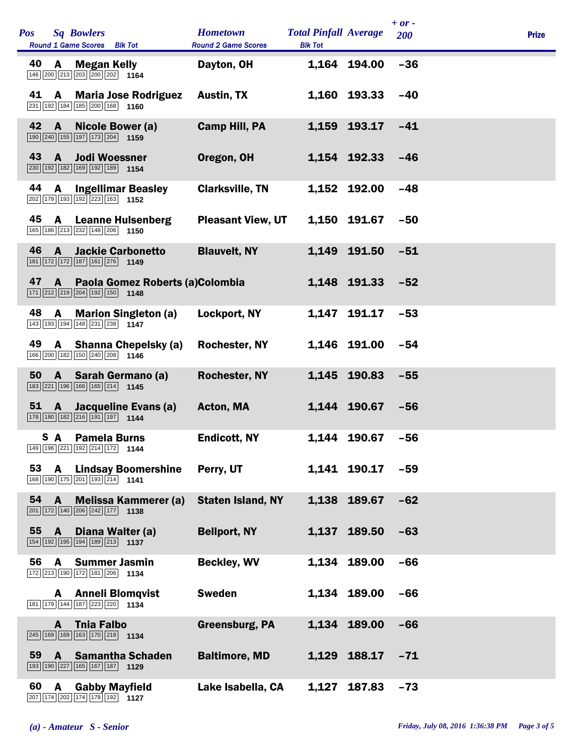| Pos | Sq | Bowlers | Hometown | Total Pinfall | Average | + or - 200 | Prize |
|---|---|---|---|---|---|---|---|
| | | Round 1 Game Scores / Blk Tot | Round 2 Game Scores | Blk Tot | | | |
| 40 | A | Megan Kelly | Dayton, OH | 1,164 | 194.00 | -36 | |
| | | 146 200 213 203 200 202 1164 | | | | | |
| 41 | A | Maria Jose Rodriguez | Austin, TX | 1,160 | 193.33 | -40 | |
| | | 231 192 184 185 200 168 1160 | | | | | |
| 42 | A | Nicole Bower (a) | Camp Hill, PA | 1,159 | 193.17 | -41 | |
| | | 190 240 155 197 173 204 1159 | | | | | |
| 43 | A | Jodi Woessner | Oregon, OH | 1,154 | 192.33 | -46 | |
| | | 230 192 182 169 192 189 1154 | | | | | |
| 44 | A | Ingellimar Beasley | Clarksville, TN | 1,152 | 192.00 | -48 | |
| | | 202 179 193 192 223 163 1152 | | | | | |
| 45 | A | Leanne Hulsenberg | Pleasant View, UT | 1,150 | 191.67 | -50 | |
| | | 165 186 213 232 148 206 1150 | | | | | |
| 46 | A | Jackie Carbonetto | Blauvelt, NY | 1,149 | 191.50 | -51 | |
| | | 181 172 172 187 161 276 1149 | | | | | |
| 47 | A | Paola Gomez Roberts (a) | Colombia | 1,148 | 191.33 | -52 | |
| | | 171 212 219 204 192 150 1148 | | | | | |
| 48 | A | Marion Singleton (a) | Lockport, NY | 1,147 | 191.17 | -53 | |
| | | 143 193 194 148 231 238 1147 | | | | | |
| 49 | A | Shanna Chepelsky (a) | Rochester, NY | 1,146 | 191.00 | -54 | |
| | | 166 200 182 150 240 208 1146 | | | | | |
| 50 | A | Sarah Germano (a) | Rochester, NY | 1,145 | 190.83 | -55 | |
| | | 183 221 196 166 165 214 1145 | | | | | |
| 51 | A | Jacqueline Evans (a) | Acton, MA | 1,144 | 190.67 | -56 | |
| | | 178 180 182 216 191 197 1144 | | | | | |
| S | A | Pamela Burns | Endicott, NY | 1,144 | 190.67 | -56 | |
| | | 149 196 221 192 214 172 1144 | | | | | |
| 53 | A | Lindsay Boomershine | Perry, UT | 1,141 | 190.17 | -59 | |
| | | 168 190 175 201 193 214 1141 | | | | | |
| 54 | A | Melissa Kammerer (a) | Staten Island, NY | 1,138 | 189.67 | -62 | |
| | | 201 172 140 206 242 177 1138 | | | | | |
| 55 | A | Diana Walter (a) | Bellport, NY | 1,137 | 189.50 | -63 | |
| | | 154 192 195 194 189 213 1137 | | | | | |
| 56 | A | Summer Jasmin | Beckley, WV | 1,134 | 189.00 | -66 | |
| | | 172 213 190 172 181 206 1134 | | | | | |
| | A | Anneli Blomqvist | Sweden | 1,134 | 189.00 | -66 | |
| | | 181 179 144 187 223 220 1134 | | | | | |
| | A | Tnia Falbo | Greensburg, PA | 1,134 | 189.00 | -66 | |
| | | 245 169 169 163 170 218 1134 | | | | | |
| 59 | A | Samantha Schaden | Baltimore, MD | 1,129 | 188.17 | -71 | |
| | | 193 190 227 165 167 187 1129 | | | | | |
| 60 | A | Gabby Mayfield | Lake Isabella, CA | 1,127 | 187.83 | -73 | |
| | | 207 174 202 174 178 192 1127 | | | | | |

*(a) - Amateur S - Senior*

*Friday, July 08, 2016 1:36:38 PM*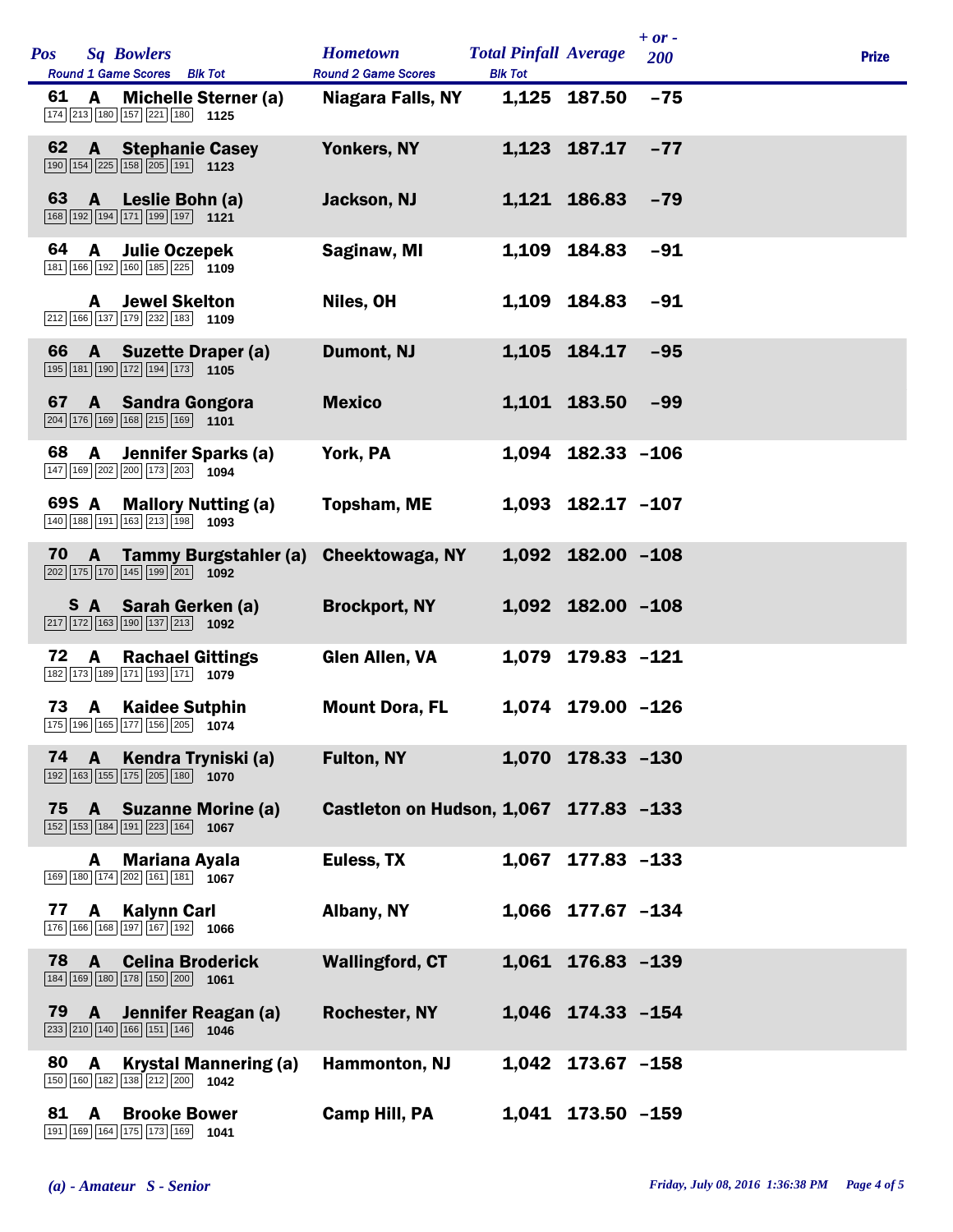| Pos | Sq | Bowlers | Round 1 Game Scores | Blk Tot | Hometown | Total Pinfall | Average | + or - 200 | Prize |
|---|---|---|---|---|---|---|---|---|---|
| 61 | A | Michelle Sterner (a) | 174 213 180 157 221 180 | 1125 | Niagara Falls, NY | 1,125 | 187.50 | -75 | |
| 62 | A | Stephanie Casey | 190 154 225 158 205 191 | 1123 | Yonkers, NY | 1,123 | 187.17 | -77 | |
| 63 | A | Leslie Bohn (a) | 168 192 194 171 199 197 | 1121 | Jackson, NJ | 1,121 | 186.83 | -79 | |
| 64 | A | Julie Oczepek | 181 166 192 160 185 225 | 1109 | Saginaw, MI | 1,109 | 184.83 | -91 | |
| | A | Jewel Skelton | 212 166 137 179 232 183 | 1109 | Niles, OH | 1,109 | 184.83 | -91 | |
| 66 | A | Suzette Draper (a) | 195 181 190 172 194 173 | 1105 | Dumont, NJ | 1,105 | 184.17 | -95 | |
| 67 | A | Sandra Gongora | 204 176 169 168 215 169 | 1101 | Mexico | 1,101 | 183.50 | -99 | |
| 68 | A | Jennifer Sparks (a) | 147 169 202 200 173 203 | 1094 | York, PA | 1,094 | 182.33 | -106 | |
| 69S | A | Mallory Nutting (a) | 140 188 191 163 213 198 | 1093 | Topsham, ME | 1,093 | 182.17 | -107 | |
| 70 | A | Tammy Burgstahler (a) | 202 175 170 145 199 201 | 1092 | Cheektowaga, NY | 1,092 | 182.00 | -108 | |
| S | A | Sarah Gerken (a) | 217 172 163 190 137 213 | 1092 | Brockport, NY | 1,092 | 182.00 | -108 | |
| 72 | A | Rachael Gittings | 182 173 189 171 193 171 | 1079 | Glen Allen, VA | 1,079 | 179.83 | -121 | |
| 73 | A | Kaidee Sutphin | 175 196 165 177 156 205 | 1074 | Mount Dora, FL | 1,074 | 179.00 | -126 | |
| 74 | A | Kendra Tryniski (a) | 192 163 155 175 205 180 | 1070 | Fulton, NY | 1,070 | 178.33 | -130 | |
| 75 | A | Suzanne Morine (a) | 152 153 184 191 223 164 | 1067 | Castleton on Hudson, | 1,067 | 177.83 | -133 | |
| | A | Mariana Ayala | 169 180 174 202 161 181 | 1067 | Euless, TX | 1,067 | 177.83 | -133 | |
| 77 | A | Kalynn Carl | 176 166 168 197 167 192 | 1066 | Albany, NY | 1,066 | 177.67 | -134 | |
| 78 | A | Celina Broderick | 184 169 180 178 150 200 | 1061 | Wallingford, CT | 1,061 | 176.83 | -139 | |
| 79 | A | Jennifer Reagan (a) | 233 210 140 166 151 146 | 1046 | Rochester, NY | 1,046 | 174.33 | -154 | |
| 80 | A | Krystal Mannering (a) | 150 160 182 138 212 200 | 1042 | Hammonton, NJ | 1,042 | 173.67 | -158 | |
| 81 | A | Brooke Bower | 191 169 164 175 173 169 | 1041 | Camp Hill, PA | 1,041 | 173.50 | -159 | |

*(a) - Amateur S - Senior*

*Friday, July 08, 2016 1:36:38 PM*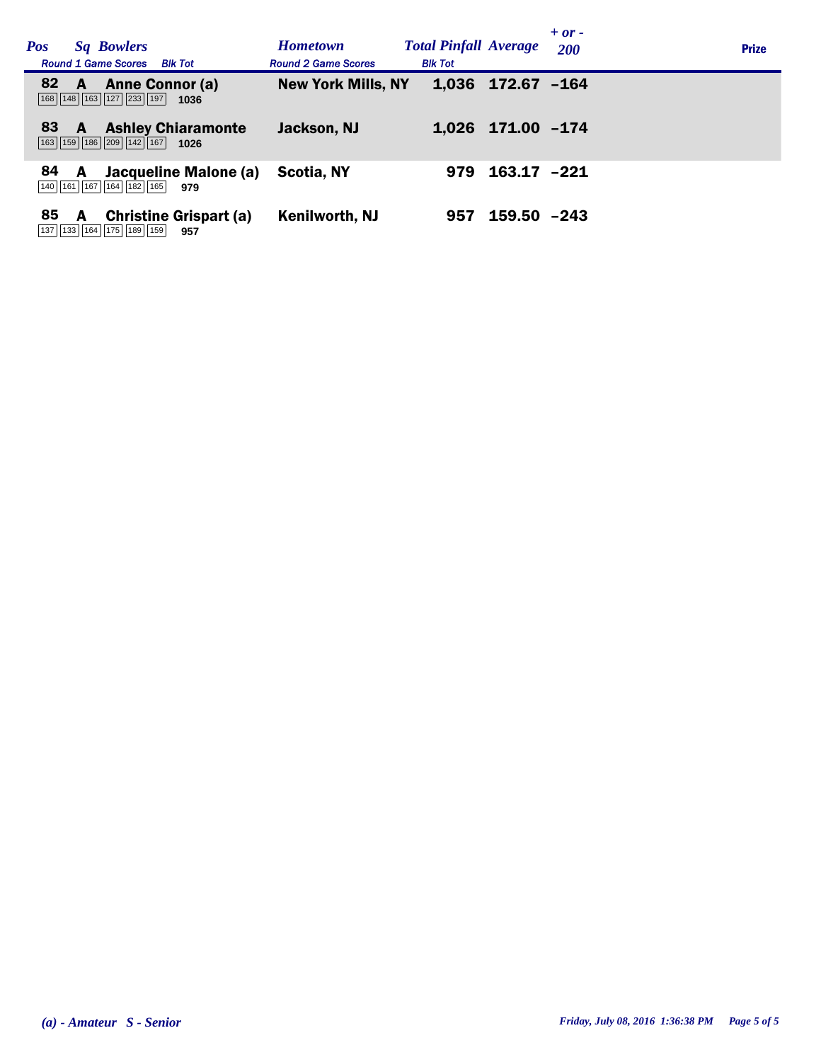| Pos | Sq | Bowlers<br>Round 1 Game Scores / Blk Tot | Hometown<br>Round 2 Game Scores | Total Pinfall<br>Blk Tot | Average | + or - 200 | Prize |
|---|---|---|---|---|---|---|---|
| 82 | A | Anne Connor (a)<br>168 148 163 127 233 197 1036 | New York Mills, NY | 1,036 | 172.67 | -164 | |
| 83 | A | Ashley Chiaramonte<br>163 159 186 209 142 167 1026 | Jackson, NJ | 1,026 | 171.00 | -174 | |
| 84 | A | Jacqueline Malone (a)<br>140 161 167 164 182 165 979 | Scotia, NY | 979 | 163.17 | -221 | |
| 85 | A | Christine Grispart (a)<br>137 133 164 175 189 159 957 | Kenilworth, NJ | 957 | 159.50 | -243 | |

*(a) - Amateur S - Senior*

*Friday, July 08, 2016 1:36:38 PM*